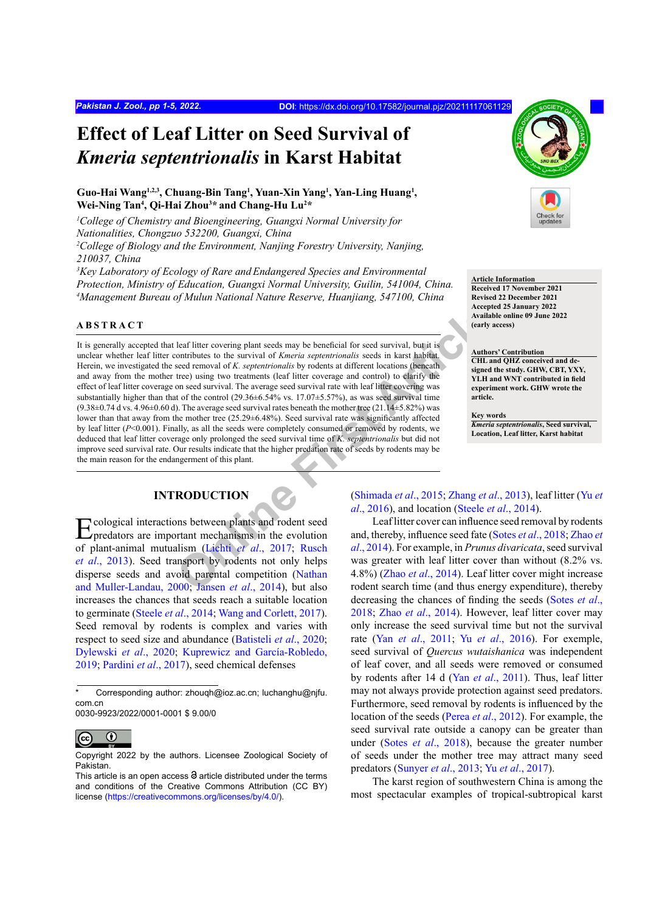# Effect of Leaf Litter on Seed Survival of *Kmeria septentrionalis* in Karst Habitat

**Guo-Hai Wang[1,2,3], Chuang-Bin Tang[1], Yuan-Xin Yang[1], Yan-Ling Huang[1], Wei-Ning Tan[4], Qi-Hai Zhou[3]* and Chang-Hu Lu[2]***

[1]*College of Chemistry and Bioengineering, Guangxi Normal University for Nationalities, Chongzuo 532200, Guangxi, China*
[2]*College of Biology and the Environment, Nanjing Forestry University, Nanjing, 210037, China*
[3]*Key Laboratory of Ecology of Rare and Endangered Species and Environmental Protection, Ministry of Education, Guangxi Normal University, Guilin, 541004, China.*
[4]*Management Bureau of Mulun National Nature Reserve, Huanjiang, 547100, China*

**Article Information**
Received 17 November 2021
Revised 22 December 2021
Accepted 25 January 2022
Available online 09 June 2022
(early access)

**Authors' Contribution**
CHL and QHZ conceived and designed the study. GHW, CBT, YXY, YLH and WNT contributed in field experiment work. GHW wrote the article.

**Key words**
*Kmeria septentrionalis*, Seed survival, Location, Leaf litter, Karst habitat

## ABSTRACT

It is generally accepted that leaf litter covering plant seeds may be beneficial for seed survival, but it is unclear whether leaf litter contributes to the survival of *Kmeria septentrionalis* seeds in karst habitat. Herein, we investigated the seed removal of *K. septentrionalis* by rodents at different locations (beneath and away from the mother tree) using two treatments (leaf litter coverage and control) to clarify the effect of leaf litter coverage on seed survival. The average seed survival rate with leaf litter covering was substantially higher than that of the control (29.36±6.54% vs. 17.07±5.57%), as was seed survival time (9.38±0.74 d vs. 4.96±0.60 d). The average seed survival rates beneath the mother tree (21.14±5.82%) was lower than that away from the mother tree (25.29±6.48%). Seed survival rate was significantly affected by leaf litter ($P<0.001$). Finally, as all the seeds were completely consumed or removed by rodents, we deduced that leaf litter coverage only prolonged the seed survival time of *K. septentrionalis* but did not improve seed survival rate. Our results indicate that the higher predation rate of seeds by rodents may be the main reason for the endangerment of this plant.

## INTRODUCTION

Ecological interactions between plants and rodent seed predators are important mechanisms in the evolution of plant-animal mutualism (Lichti *et al*., 2017; Rusch *et al*., 2013). Seed transport by rodents not only helps disperse seeds and avoid parental competition (Nathan and Muller-Landau, 2000; Jansen *et al*., 2014), but also increases the chances that seeds reach a suitable location to germinate (Steele *et al*., 2014; Wang and Corlett, 2017). Seed removal by rodents is complex and varies with respect to seed size and abundance (Batisteli *et al*., 2020; Dylewski *et al*., 2020; Kuprewicz and García-Robledo, 2019; Pardini *et al*., 2017), seed chemical defenses (Shimada *et al*., 2015; Zhang *et al*., 2013), leaf litter (Yu *et al*., 2016), and location (Steele *et al*., 2014).

Leaf litter cover can influence seed removal by rodents and, thereby, influence seed fate (Sotes *et al*., 2018; Zhao *et al*., 2014). For example, in *Prunus divaricata*, seed survival was greater with leaf litter cover than without (8.2% vs. 4.8%) (Zhao *et al*., 2014). Leaf litter cover might increase rodent search time (and thus energy expenditure), thereby decreasing the chances of finding the seeds (Sotes *et al*., 2018; Zhao *et al*., 2014). However, leaf litter cover may only increase the seed survival time but not the survival rate (Yan *et al*., 2011; Yu *et al*., 2016). For exemple, seed survival of *Quercus wutaishanica* was independent of leaf cover, and all seeds were removed or consumed by rodents after 14 d (Yan *et al*., 2011). Thus, leaf litter may not always provide protection against seed predators. Furthermore, seed removal by rodents is influenced by the location of the seeds (Perea *et al*., 2012). For example, the seed survival rate outside a canopy can be greater than under (Sotes *et al*., 2018), because the greater number of seeds under the mother tree may attract many seed predators (Sunyer *et al*., 2013; Yu *et al*., 2017).

The karst region of southwestern China is among the most spectacular examples of tropical-subtropical karst

\* Corresponding author: zhouqh@ioz.ac.cn; luchanghu@njfu.com.cn
0030-9923/2022/0001-0001 $ 9.00/0

Copyright 2022 by the authors. Licensee Zoological Society of Pakistan.
This article is an open access article distributed under the terms and conditions of the Creative Commons Attribution (CC BY) license (https://creativecommons.org/licenses/by/4.0/).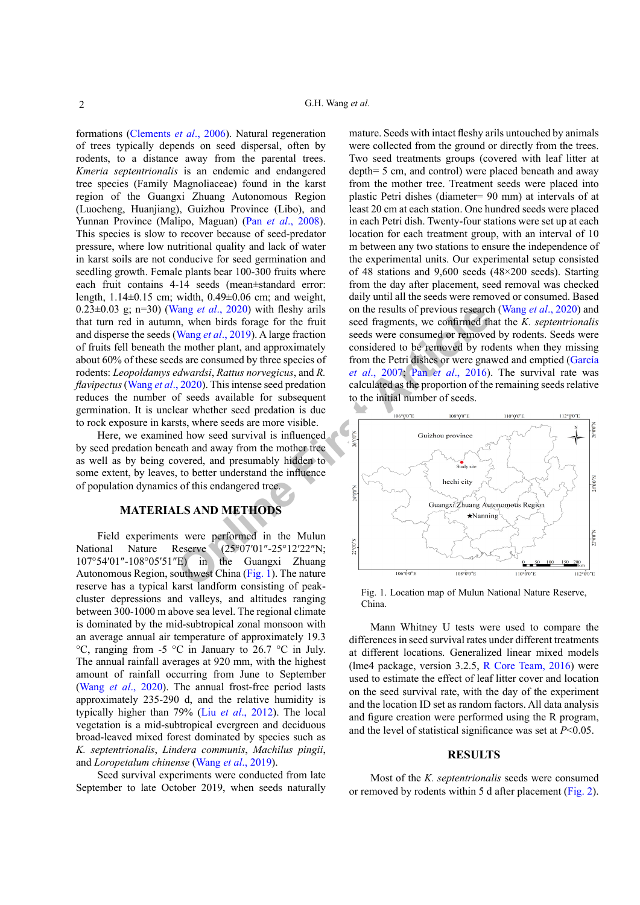formations (Clements *et al*., 2006). Natural regeneration of trees typically depends on seed dispersal, often by rodents, to a distance away from the parental trees. *Kmeria septentrionalis* is an endemic and endangered tree species (Family Magnoliaceae) found in the karst region of the Guangxi Zhuang Autonomous Region (Luocheng, Huanjiang), Guizhou Province (Libo), and Yunnan Province (Malipo, Maguan) (Pan *et al*., 2008). This species is slow to recover because of seed-predator pressure, where low nutritional quality and lack of water in karst soils are not conducive for seed germination and seedling growth. Female plants bear 100-300 fruits where each fruit contains 4-14 seeds (mean±standard error: length, 1.14±0.15 cm; width, 0.49±0.06 cm; and weight, 0.23±0.03 g; n=30) (Wang *et al*., 2020) with fleshy arils that turn red in autumn, when birds forage for the fruit and disperse the seeds (Wang *et al*., 2019). A large fraction of fruits fell beneath the mother plant, and approximately about 60% of these seeds are consumed by three species of rodents: *Leopoldamys edwardsi*, *Rattus norvegicus*, and *R. flavipectus* (Wang *et al*., 2020). This intense seed predation reduces the number of seeds available for subsequent germination. It is unclear whether seed predation is due to rock exposure in karsts, where seeds are more visible.

Here, we examined how seed survival is influenced by seed predation beneath and away from the mother tree as well as by being covered, and presumably hidden to some extent, by leaves, to better understand the influence of population dynamics of this endangered tree.

## MATERIALS AND METHODS

Field experiments were performed in the Mulun National Nature Reserve (25°07′01″-25°12′22″N; 107°54′01″-108°05′51″E) in the Guangxi Zhuang Autonomous Region, southwest China (Fig. 1). The nature reserve has a typical karst landform consisting of peak-cluster depressions and valleys, and altitudes ranging between 300-1000 m above sea level. The regional climate is dominated by the mid-subtropical zonal monsoon with an average annual air temperature of approximately 19.3 °C, ranging from -5 °C in January to 26.7 °C in July. The annual rainfall averages at 920 mm, with the highest amount of rainfall occurring from June to September (Wang *et al*., 2020). The annual frost-free period lasts approximately 235-290 d, and the relative humidity is typically higher than 79% (Liu *et al*., 2012). The local vegetation is a mid-subtropical evergreen and deciduous broad-leaved mixed forest dominated by species such as *K. septentrionalis*, *Lindera communis*, *Machilus pingii*, and *Loropetalum chinense* (Wang *et al*., 2019).

Seed survival experiments were conducted from late September to late October 2019, when seeds naturally mature. Seeds with intact fleshy arils untouched by animals were collected from the ground or directly from the trees. Two seed treatments groups (covered with leaf litter at depth= 5 cm, and control) were placed beneath and away from the mother tree. Treatment seeds were placed into plastic Petri dishes (diameter= 90 mm) at intervals of at least 20 cm at each station. One hundred seeds were placed in each Petri dish. Twenty-four stations were set up at each location for each treatment group, with an interval of 10 m between any two stations to ensure the independence of the experimental units. Our experimental setup consisted of 48 stations and 9,600 seeds (48×200 seeds). Starting from the day after placement, seed removal was checked daily until all the seeds were removed or consumed. Based on the results of previous research (Wang *et al*., 2020) and seed fragments, we confirmed that the *K. septentrionalis* seeds were consumed or removed by rodents. Seeds were considered to be removed by rodents when they missing from the Petri dishes or were gnawed and emptied (García *et al*., 2007; Pan *et al*., 2016). The survival rate was calculated as the proportion of the remaining seeds relative to the initial number of seeds.

Fig. 1. Location map of Mulun National Nature Reserve, China.

Mann Whitney U tests were used to compare the differences in seed survival rates under different treatments at different locations. Generalized linear mixed models (lme4 package, version 3.2.5, R Core Team, 2016) were used to estimate the effect of leaf litter cover and location on the seed survival rate, with the day of the experiment and the location ID set as random factors. All data analysis and figure creation were performed using the R program, and the level of statistical significance was set at $P$<0.05.

## RESULTS

Most of the *K. septentrionalis* seeds were consumed or removed by rodents within 5 d after placement (Fig. 2).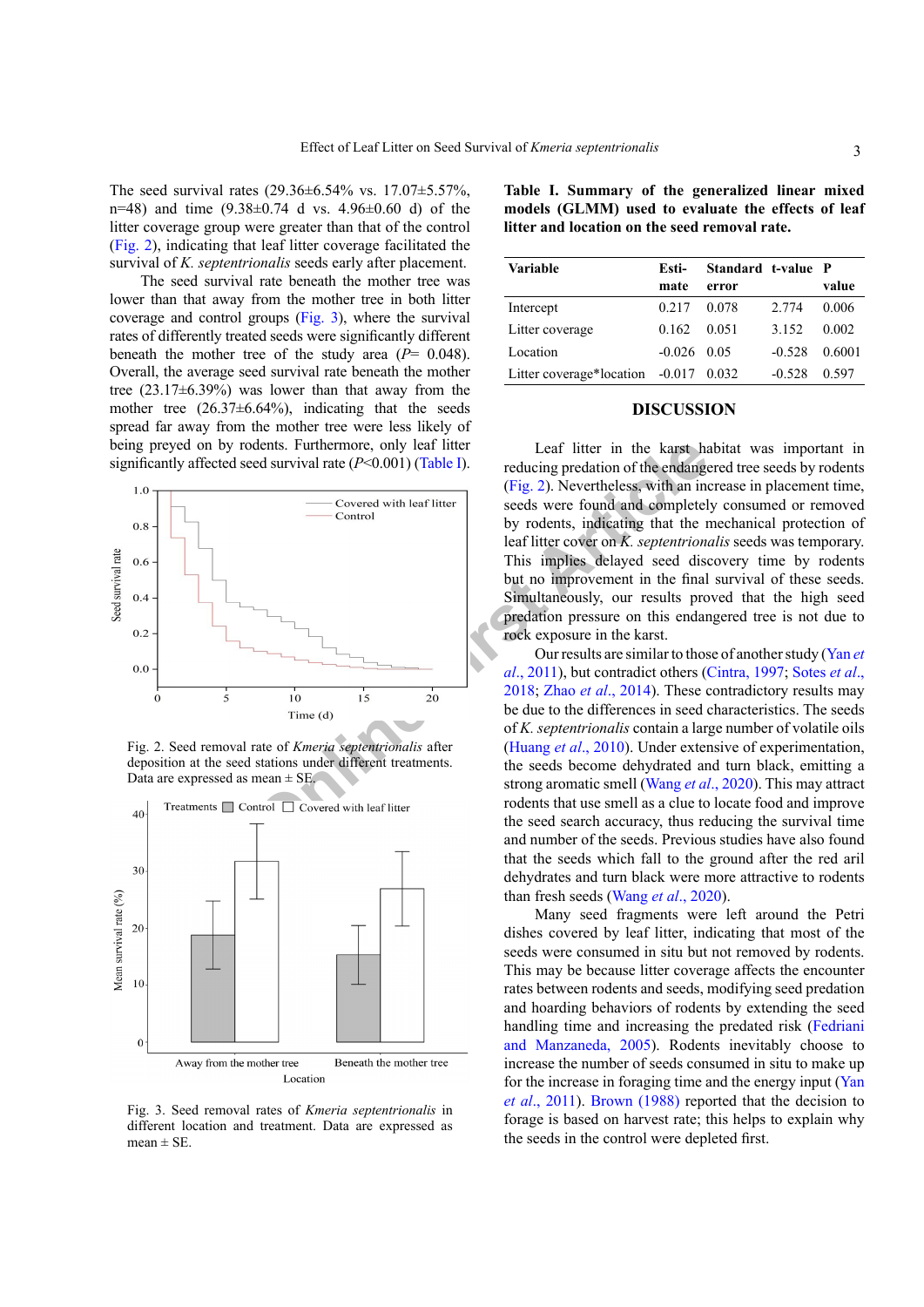The seed survival rates (29.36±6.54% vs. 17.07±5.57%, n=48) and time (9.38±0.74 d vs. 4.96±0.60 d) of the litter coverage group were greater than that of the control (Fig. 2), indicating that leaf litter coverage facilitated the survival of *K. septentrionalis* seeds early after placement.

The seed survival rate beneath the mother tree was lower than that away from the mother tree in both litter coverage and control groups (Fig. 3), where the survival rates of differently treated seeds were significantly different beneath the mother tree of the study area ($P$= 0.048). Overall, the average seed survival rate beneath the mother tree (23.17±6.39%) was lower than that away from the mother tree (26.37±6.64%), indicating that the seeds spread far away from the mother tree were less likely of being preyed on by rodents. Furthermore, only leaf litter significantly affected seed survival rate ($P$<0.001) (Table I).

Fig. 2. Seed removal rate of *Kmeria septentrionalis* after deposition at the seed stations under different treatments. Data are expressed as mean ± SE.

Fig. 3. Seed removal rates of *Kmeria septentrionalis* in different location and treatment. Data are expressed as mean ± SE.

**Table I. Summary of the generalized linear mixed models (GLMM) used to evaluate the effects of leaf litter and location on the seed removal rate.**

| Variable | Estimate | Standard error | t-value | P value |
|---|---|---|---|---|
| Intercept | 0.217 | 0.078 | 2.774 | 0.006 |
| Litter coverage | 0.162 | 0.051 | 3.152 | 0.002 |
| Location | -0.026 | 0.05 | -0.528 | 0.6001 |
| Litter coverage*location | -0.017 | 0.032 | -0.528 | 0.597 |

## DISCUSSION

Leaf litter in the karst habitat was important in reducing predation of the endangered tree seeds by rodents (Fig. 2). Nevertheless, with an increase in placement time, seeds were found and completely consumed or removed by rodents, indicating that the mechanical protection of leaf litter cover on *K. septentrionalis* seeds was temporary. This implies delayed seed discovery time by rodents but no improvement in the final survival of these seeds. Simultaneously, our results proved that the high seed predation pressure on this endangered tree is not due to rock exposure in the karst.

Our results are similar to those of another study (Yan *et al*., 2011), but contradict others (Cintra, 1997; Sotes *et al*., 2018; Zhao *et al*., 2014). These contradictory results may be due to the differences in seed characteristics. The seeds of *K. septentrionalis* contain a large number of volatile oils (Huang *et al*., 2010). Under extensive of experimentation, the seeds become dehydrated and turn black, emitting a strong aromatic smell (Wang *et al*., 2020). This may attract rodents that use smell as a clue to locate food and improve the seed search accuracy, thus reducing the survival time and number of the seeds. Previous studies have also found that the seeds which fall to the ground after the red aril dehydrates and turn black were more attractive to rodents than fresh seeds (Wang *et al*., 2020).

Many seed fragments were left around the Petri dishes covered by leaf litter, indicating that most of the seeds were consumed in situ but not removed by rodents. This may be because litter coverage affects the encounter rates between rodents and seeds, modifying seed predation and hoarding behaviors of rodents by extending the seed handling time and increasing the predated risk (Fedriani and Manzaneda, 2005). Rodents inevitably choose to increase the number of seeds consumed in situ to make up for the increase in foraging time and the energy input (Yan *et al*., 2011). Brown (1988) reported that the decision to forage is based on harvest rate; this helps to explain why the seeds in the control were depleted first.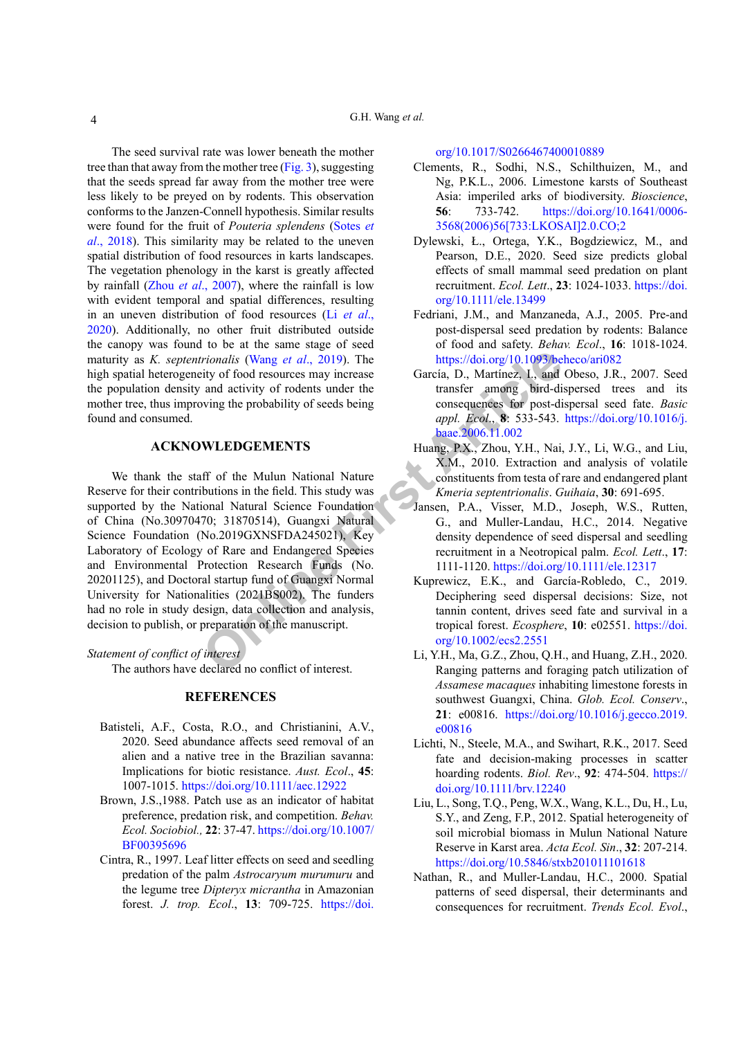The seed survival rate was lower beneath the mother tree than that away from the mother tree (Fig. 3), suggesting that the seeds spread far away from the mother tree were less likely to be preyed on by rodents. This observation conforms to the Janzen-Connell hypothesis. Similar results were found for the fruit of *Pouteria splendens* (Sotes *et al*., 2018). This similarity may be related to the uneven spatial distribution of food resources in karts landscapes. The vegetation phenology in the karst is greatly affected by rainfall (Zhou *et al*., 2007), where the rainfall is low with evident temporal and spatial differences, resulting in an uneven distribution of food resources (Li *et al*., 2020). Additionally, no other fruit distributed outside the canopy was found to be at the same stage of seed maturity as *K. septentrionalis* (Wang *et al*., 2019). The high spatial heterogeneity of food resources may increase the population density and activity of rodents under the mother tree, thus improving the probability of seeds being found and consumed.

## ACKNOWLEDGEMENTS

We thank the staff of the Mulun National Nature Reserve for their contributions in the field. This study was supported by the National Natural Science Foundation of China (No.30970470; 31870514), Guangxi Natural Science Foundation (No.2019GXNSFDA245021), Key Laboratory of Ecology of Rare and Endangered Species and Environmental Protection Research Funds (No. 20201125), and Doctoral startup fund of Guangxi Normal University for Nationalities (2021BS002). The funders had no role in study design, data collection and analysis, decision to publish, or preparation of the manuscript.

*Statement of conflict of interest*

The authors have declared no conflict of interest.

## REFERENCES

Batisteli, A.F., Costa, R.O., and Christianini, A.V., 2020. Seed abundance affects seed removal of an alien and a native tree in the Brazilian savanna: Implications for biotic resistance. *Aust. Ecol*., **45**: 1007-1015. https://doi.org/10.1111/aec.12922

Brown, J.S.,1988. Patch use as an indicator of habitat preference, predation risk, and competition. *Behav. Ecol. Sociobiol.,* **22**: 37-47. https://doi.org/10.1007/BF00395696

Cintra, R., 1997. Leaf litter effects on seed and seedling predation of the palm *Astrocaryum murumuru* and the legume tree *Dipteryx micrantha* in Amazonian forest. *J. trop. Ecol*., **13**: 709-725. https://doi.org/10.1017/S0266467400010889

Clements, R., Sodhi, N.S., Schilthuizen, M., and Ng, P.K.L., 2006. Limestone karsts of Southeast Asia: imperiled arks of biodiversity. *Bioscience*, **56**: 733-742. https://doi.org/10.1641/0006-3568(2006)56[733:LKOSAI]2.0.CO;2

Dylewski, Ł., Ortega, Y.K., Bogdziewicz, M., and Pearson, D.E., 2020. Seed size predicts global effects of small mammal seed predation on plant recruitment. *Ecol. Lett*., **23**: 1024-1033. https://doi.org/10.1111/ele.13499

Fedriani, J.M., and Manzaneda, A.J., 2005. Pre-and post-dispersal seed predation by rodents: Balance of food and safety. *Behav. Ecol*., **16**: 1018-1024. https://doi.org/10.1093/beheco/ari082

García, D., Martínez, I., and Obeso, J.R., 2007. Seed transfer among bird-dispersed trees and its consequences for post-dispersal seed fate. *Basic appl. Ecol*., **8**: 533-543. https://doi.org/10.1016/j.baae.2006.11.002

Huang, P.X., Zhou, Y.H., Nai, J.Y., Li, W.G., and Liu, X.M., 2010. Extraction and analysis of volatile constituents from testa of rare and endangered plant *Kmeria septentrionalis*. *Guihaia*, **30**: 691-695.

Jansen, P.A., Visser, M.D., Joseph, W.S., Rutten, G., and Muller-Landau, H.C., 2014. Negative density dependence of seed dispersal and seedling recruitment in a Neotropical palm. *Ecol. Lett*., **17**: 1111-1120. https://doi.org/10.1111/ele.12317

Kuprewicz, E.K., and García-Robledo, C., 2019. Deciphering seed dispersal decisions: Size, not tannin content, drives seed fate and survival in a tropical forest. *Ecosphere*, **10**: e02551. https://doi.org/10.1002/ecs2.2551

Li, Y.H., Ma, G.Z., Zhou, Q.H., and Huang, Z.H., 2020. Ranging patterns and foraging patch utilization of *Assamese macaques* inhabiting limestone forests in southwest Guangxi, China. *Glob. Ecol. Conserv*., **21**: e00816. https://doi.org/10.1016/j.gecco.2019.e00816

Lichti, N., Steele, M.A., and Swihart, R.K., 2017. Seed fate and decision-making processes in scatter hoarding rodents. *Biol. Rev*., **92**: 474-504. https://doi.org/10.1111/brv.12240

Liu, L., Song, T.Q., Peng, W.X., Wang, K.L., Du, H., Lu, S.Y., and Zeng, F.P., 2012. Spatial heterogeneity of soil microbial biomass in Mulun National Nature Reserve in Karst area. *Acta Ecol. Sin*., **32**: 207-214. https://doi.org/10.5846/stxb201011101618

Nathan, R., and Muller-Landau, H.C., 2000. Spatial patterns of seed dispersal, their determinants and consequences for recruitment. *Trends Ecol. Evol*.,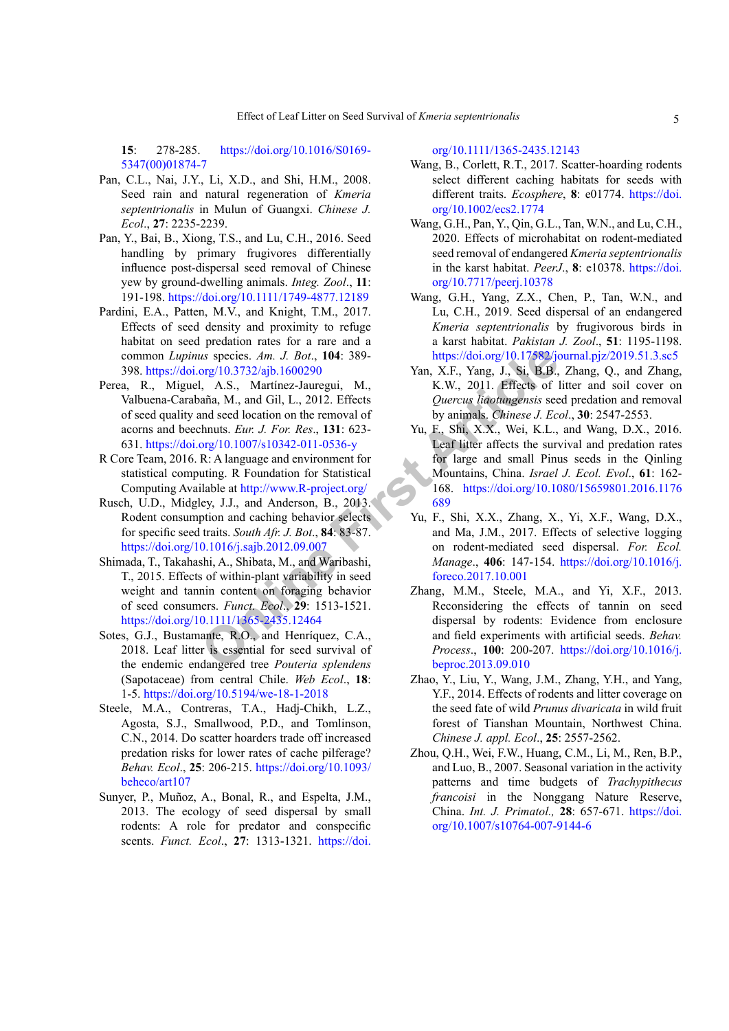15: 278-285. https://doi.org/10.1016/S0169-5347(00)01874-7

Pan, C.L., Nai, J.Y., Li, X.D., and Shi, H.M., 2008. Seed rain and natural regeneration of *Kmeria septentrionalis* in Mulun of Guangxi. *Chinese J. Ecol.*, **27**: 2235-2239.

Pan, Y., Bai, B., Xiong, T.S., and Lu, C.H., 2016. Seed handling by primary frugivores differentially influence post-dispersal seed removal of Chinese yew by ground-dwelling animals. *Integ. Zool.*, **11**: 191-198. https://doi.org/10.1111/1749-4877.12189

Pardini, E.A., Patten, M.V., and Knight, T.M., 2017. Effects of seed density and proximity to refuge habitat on seed predation rates for a rare and a common *Lupinus* species. *Am. J. Bot.*, **104**: 389-398. https://doi.org/10.3732/ajb.1600290

Perea, R., Miguel, A.S., Martínez-Jauregui, M., Valbuena-Carabaña, M., and Gil, L., 2012. Effects of seed quality and seed location on the removal of acorns and beechnuts. *Eur. J. For. Res.*, **131**: 623-631. https://doi.org/10.1007/s10342-011-0536-y

R Core Team, 2016. R: A language and environment for statistical computing. R Foundation for Statistical Computing Available at http://www.R-project.org/

Rusch, U.D., Midgley, J.J., and Anderson, B., 2013. Rodent consumption and caching behavior selects for specific seed traits. *South Afr. J. Bot.*, **84**: 83-87. https://doi.org/10.1016/j.sajb.2012.09.007

Shimada, T., Takahashi, A., Shibata, M., and Waribashi, T., 2015. Effects of within-plant variability in seed weight and tannin content on foraging behavior of seed consumers. *Funct. Ecol.*, **29**: 1513-1521. https://doi.org/10.1111/1365-2435.12464

Sotes, G.J., Bustamante, R.O., and Henríquez, C.A., 2018. Leaf litter is essential for seed survival of the endemic endangered tree *Pouteria splendens* (Sapotaceae) from central Chile. *Web Ecol.*, **18**: 1-5. https://doi.org/10.5194/we-18-1-2018

Steele, M.A., Contreras, T.A., Hadj-Chikh, L.Z., Agosta, S.J., Smallwood, P.D., and Tomlinson, C.N., 2014. Do scatter hoarders trade off increased predation risks for lower rates of cache pilferage? *Behav. Ecol.*, **25**: 206-215. https://doi.org/10.1093/beheco/art107

Sunyer, P., Muñoz, A., Bonal, R., and Espelta, J.M., 2013. The ecology of seed dispersal by small rodents: A role for predator and conspecific scents. *Funct. Ecol.*, **27**: 1313-1321. https://doi.org/10.1111/1365-2435.12143

Wang, B., Corlett, R.T., 2017. Scatter-hoarding rodents select different caching habitats for seeds with different traits. *Ecosphere*, **8**: e01774. https://doi.org/10.1002/ecs2.1774

Wang, G.H., Pan, Y., Qin, G.L., Tan, W.N., and Lu, C.H., 2020. Effects of microhabitat on rodent-mediated seed removal of endangered *Kmeria septentrionalis* in the karst habitat. *PeerJ.*, **8**: e10378. https://doi.org/10.7717/peerj.10378

Wang, G.H., Yang, Z.X., Chen, P., Tan, W.N., and Lu, C.H., 2019. Seed dispersal of an endangered *Kmeria septentrionalis* by frugivorous birds in a karst habitat. *Pakistan J. Zool.*, **51**: 1195-1198. https://doi.org/10.17582/journal.pjz/2019.51.3.sc5

Yan, X.F., Yang, J., Si, B.B., Zhang, Q., and Zhang, K.W., 2011. Effects of litter and soil cover on *Quercus liaotungensis* seed predation and removal by animals. *Chinese J. Ecol.*, **30**: 2547-2553.

Yu, F., Shi, X.X., Wei, K.L., and Wang, D.X., 2016. Leaf litter affects the survival and predation rates for large and small Pinus seeds in the Qinling Mountains, China. *Israel J. Ecol. Evol.*, **61**: 162-168. https://doi.org/10.1080/15659801.2016.1176689

Yu, F., Shi, X.X., Zhang, X., Yi, X.F., Wang, D.X., and Ma, J.M., 2017. Effects of selective logging on rodent-mediated seed dispersal. *For. Ecol. Manage.*, **406**: 147-154. https://doi.org/10.1016/j.foreco.2017.10.001

Zhang, M.M., Steele, M.A., and Yi, X.F., 2013. Reconsidering the effects of tannin on seed dispersal by rodents: Evidence from enclosure and field experiments with artificial seeds. *Behav. Process.*, **100**: 200-207. https://doi.org/10.1016/j.beproc.2013.09.010

Zhao, Y., Liu, Y., Wang, J.M., Zhang, Y.H., and Yang, Y.F., 2014. Effects of rodents and litter coverage on the seed fate of wild *Prunus divaricata* in wild fruit forest of Tianshan Mountain, Northwest China. *Chinese J. appl. Ecol.*, **25**: 2557-2562.

Zhou, Q.H., Wei, F.W., Huang, C.M., Li, M., Ren, B.P., and Luo, B., 2007. Seasonal variation in the activity patterns and time budgets of *Trachypithecus francoisi* in the Nonggang Nature Reserve, China. *Int. J. Primatol.*, **28**: 657-671. https://doi.org/10.1007/s10764-007-9144-6